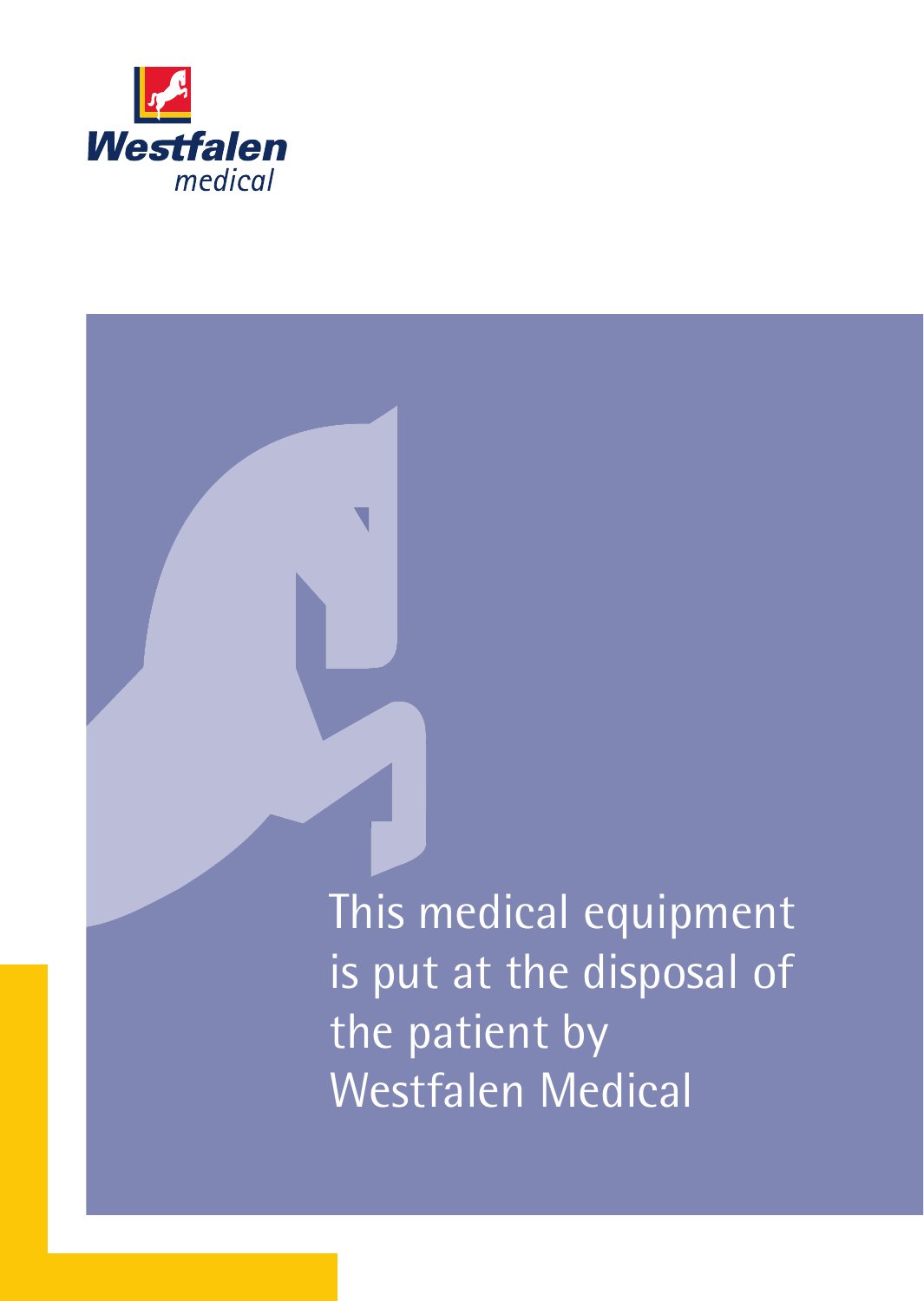Westfalen
medical

This medical equipment is put at the disposal of the patient by Westfalen Medical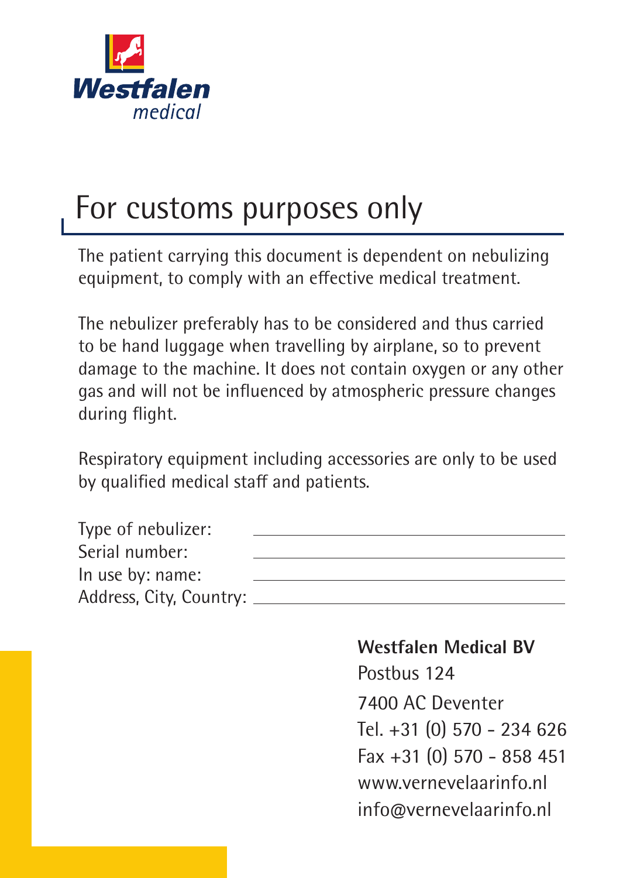Westfalen
medical

# For customs purposes only

The patient carrying this document is dependent on nebulizing equipment, to comply with an effective medical treatment.

The nebulizer preferably has to be considered and thus carried to be hand luggage when travelling by airplane, so to prevent damage to the machine. It does not contain oxygen or any other gas and will not be influenced by atmospheric pressure changes during flight.

Respiratory equipment including accessories are only to be used by qualified medical staff and patients.

Type of nebulizer: ______________________________

Serial number: ______________________________

In use by: name: ______________________________

Address, City, Country: ______________________________

**Westfalen Medical BV**
Postbus 124
7400 AC Deventer
Tel. +31 (0) 570 - 234 626
Fax +31 (0) 570 - 858 451
www.vernevelaarinfo.nl
info@vernevelaarinfo.nl